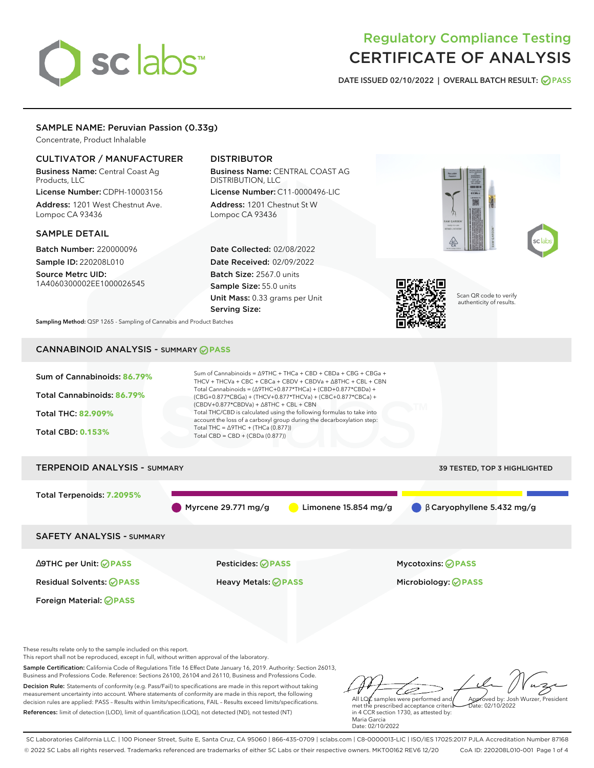# Regulatory Compliance Testing
# CERTIFICATE OF ANALYSIS

DATE ISSUED 02/10/2022 | OVERALL BATCH RESULT: PASS

## SAMPLE NAME: Peruvian Passion (0.33g)

Concentrate, Product Inhalable

### CULTIVATOR / MANUFACTURER

**Business Name:** Central Coast Ag Products, LLC

**License Number:** CDPH-10003156

**Address:** 1201 West Chestnut Ave. Lompoc CA 93436

### DISTRIBUTOR

**Business Name:** CENTRAL COAST AG DISTRIBUTION, LLC

**License Number:** C11-0000496-LIC

**Address:** 1201 Chestnut St W Lompoc CA 93436

### SAMPLE DETAIL

**Batch Number:** 220000096

**Sample ID:** 220208L010

**Source Metrc UID:** 1A4060300002EE1000026545

**Date Collected:** 02/08/2022

**Date Received:** 02/09/2022

**Batch Size:** 2567.0 units

**Sample Size:** 55.0 units

**Unit Mass:** 0.33 grams per Unit

**Serving Size:**

Scan QR code to verify authenticity of results.

**Sampling Method:** QSP 1265 - Sampling of Cannabis and Product Batches

## CANNABINOID ANALYSIS - SUMMARY PASS

**Sum of Cannabinoids: 86.79%**

**Total Cannabinoids: 86.79%**

**Total THC: 82.909%**

**Total CBD: 0.153%**

Sum of Cannabinoids = Δ9THC + THCa + CBD + CBDa + CBG + CBGa + THCV + THCVa + CBC + CBCa + CBDV + CBDVa + Δ8THC + CBL + CBN

Total Cannabinoids = (Δ9THC+0.877*THCa) + (CBD+0.877*CBDa) + (CBG+0.877*CBGa) + (THCV+0.877*THCVa) + (CBC+0.877*CBCa) + (CBDV+0.877*CBDVa) + Δ8THC + CBL + CBN

Total THC/CBD is calculated using the following formulas to take into account the loss of a carboxyl group during the decarboxylation step:

Total THC = Δ9THC + (THCa (0.877))

Total CBD = CBD + (CBDa (0.877))

## TERPENOID ANALYSIS - SUMMARY

39 TESTED, TOP 3 HIGHLIGHTED

**Total Terpenoids: 7.2095%**

Myrcene 29.771 mg/g | Limonene 15.854 mg/g | β Caryophyllene 5.432 mg/g

## SAFETY ANALYSIS - SUMMARY

| | | |
|---|---|---|
| Δ9THC per Unit: PASS | Pesticides: PASS | Mycotoxins: PASS |
| Residual Solvents: PASS | Heavy Metals: PASS | Microbiology: PASS |
| Foreign Material: PASS | | |

These results relate only to the sample included on this report.
This report shall not be reproduced, except in full, without written approval of the laboratory.

**Sample Certification:** California Code of Regulations Title 16 Effect Date January 16, 2019. Authority: Section 26013, Business and Professions Code. Reference: Sections 26100, 26104 and 26110, Business and Professions Code.

**Decision Rule:** Statements of conformity (e.g. Pass/Fail) to specifications are made in this report without taking measurement uncertainty into account. Where statements of conformity are made in this report, the following decision rules are applied: PASS – Results within limits/specifications, FAIL – Results exceed limits/specifications.

**References:** limit of detection (LOD), limit of quantification (LOQ), not detected (ND), not tested (NT)

All LQC samples were performed and met the prescribed acceptance criteria in 4 CCR section 1730, as attested by: Maria Garcia
Date: 02/10/2022

Approved by: Josh Wurzer, President
Date: 02/10/2022

SC Laboratories California LLC. | 100 Pioneer Street, Suite E, Santa Cruz, CA 95060 | 866-435-0709 | sclabs.com | C8-0000013-LIC | ISO/IES 17025:2017 PJLA Accreditation Number 87168
© 2022 SC Labs all rights reserved. Trademarks referenced are trademarks of either SC Labs or their respective owners. MKT00162 REV6 12/20 CoA ID: 220208L010-001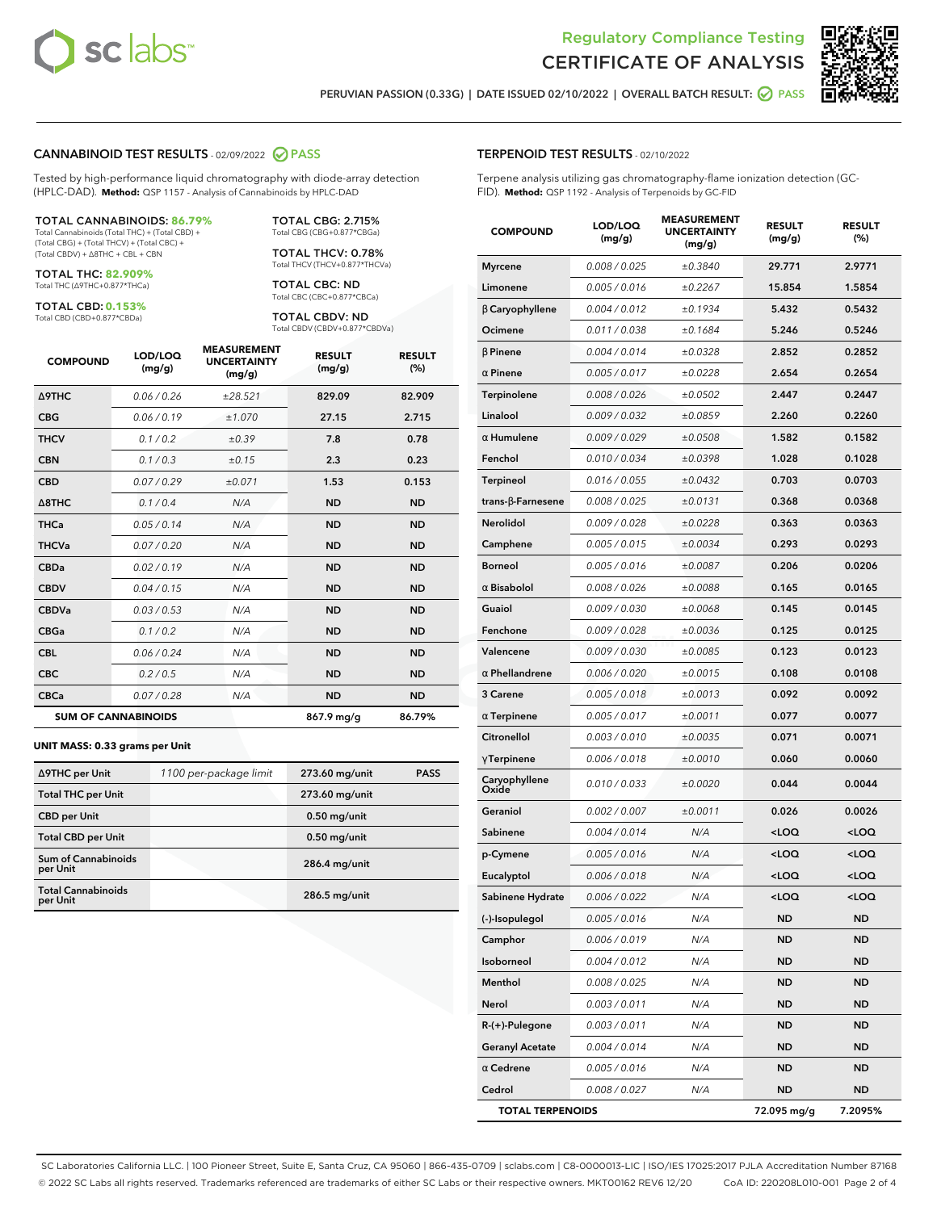# Regulatory Compliance Testing
# CERTIFICATE OF ANALYSIS

PERUVIAN PASSION (0.33G) | DATE ISSUED 02/10/2022 | OVERALL BATCH RESULT: PASS

## CANNABINOID TEST RESULTS - 02/09/2022 PASS

Tested by high-performance liquid chromatography with diode-array detection (HPLC-DAD). **Method:** QSP 1157 - Analysis of Cannabinoids by HPLC-DAD

**TOTAL CANNABINOIDS: 86.79%**
Total Cannabinoids (Total THC) + (Total CBD) + (Total CBG) + (Total THCV) + (Total CBC) + (Total CBDV) + Δ8THC + CBL + CBN

**TOTAL THC: 82.909%**
Total THC (Δ9THC+0.877*THCa)

**TOTAL CBD: 0.153%**
Total CBD (CBD+0.877*CBDa)

**TOTAL CBG: 2.715%**
Total CBG (CBG+0.877*CBGa)

**TOTAL THCV: 0.78%**
Total THCV (THCV+0.877*THCVa)

**TOTAL CBC: ND**
Total CBC (CBC+0.877*CBCa)

**TOTAL CBDV: ND**
Total CBDV (CBDV+0.877*CBDVa)

| COMPOUND | LOD/LOQ (mg/g) | MEASUREMENT UNCERTAINTY (mg/g) | RESULT (mg/g) | RESULT (%) |
|---|---|---|---|---|
| Δ9THC | 0.06 / 0.26 | ±28.521 | 829.09 | 82.909 |
| CBG | 0.06 / 0.19 | ±1.070 | 27.15 | 2.715 |
| THCV | 0.1 / 0.2 | ±0.39 | 7.8 | 0.78 |
| CBN | 0.1 / 0.3 | ±0.15 | 2.3 | 0.23 |
| CBD | 0.07 / 0.29 | ±0.071 | 1.53 | 0.153 |
| Δ8THC | 0.1 / 0.4 | N/A | ND | ND |
| THCa | 0.05 / 0.14 | N/A | ND | ND |
| THCVa | 0.07 / 0.20 | N/A | ND | ND |
| CBDa | 0.02 / 0.19 | N/A | ND | ND |
| CBDV | 0.04 / 0.15 | N/A | ND | ND |
| CBDVa | 0.03 / 0.53 | N/A | ND | ND |
| CBGa | 0.1 / 0.2 | N/A | ND | ND |
| CBL | 0.06 / 0.24 | N/A | ND | ND |
| CBC | 0.2 / 0.5 | N/A | ND | ND |
| CBCa | 0.07 / 0.28 | N/A | ND | ND |
| **SUM OF CANNABINOIDS** | | | 867.9 mg/g | 86.79% |

### UNIT MASS: 0.33 grams per Unit

| | | | |
|---|---|---|---|
| Δ9THC per Unit | 1100 per-package limit | 273.60 mg/unit | PASS |
| Total THC per Unit | | 273.60 mg/unit | |
| CBD per Unit | | 0.50 mg/unit | |
| Total CBD per Unit | | 0.50 mg/unit | |
| Sum of Cannabinoids per Unit | | 286.4 mg/unit | |
| Total Cannabinoids per Unit | | 286.5 mg/unit | |

## TERPENOID TEST RESULTS - 02/10/2022

Terpene analysis utilizing gas chromatography-flame ionization detection (GC-FID). **Method:** QSP 1192 - Analysis of Terpenoids by GC-FID

| COMPOUND | LOD/LOQ (mg/g) | MEASUREMENT UNCERTAINTY (mg/g) | RESULT (mg/g) | RESULT (%) |
|---|---|---|---|---|
| Myrcene | 0.008 / 0.025 | ±0.3840 | 29.771 | 2.9771 |
| Limonene | 0.005 / 0.016 | ±0.2267 | 15.854 | 1.5854 |
| β Caryophyllene | 0.004 / 0.012 | ±0.1934 | 5.432 | 0.5432 |
| Ocimene | 0.011 / 0.038 | ±0.1684 | 5.246 | 0.5246 |
| β Pinene | 0.004 / 0.014 | ±0.0328 | 2.852 | 0.2852 |
| α Pinene | 0.005 / 0.017 | ±0.0228 | 2.654 | 0.2654 |
| Terpinolene | 0.008 / 0.026 | ±0.0502 | 2.447 | 0.2447 |
| Linalool | 0.009 / 0.032 | ±0.0859 | 2.260 | 0.2260 |
| α Humulene | 0.009 / 0.029 | ±0.0508 | 1.582 | 0.1582 |
| Fenchol | 0.010 / 0.034 | ±0.0398 | 1.028 | 0.1028 |
| Terpineol | 0.016 / 0.055 | ±0.0432 | 0.703 | 0.0703 |
| trans-β-Farnesene | 0.008 / 0.025 | ±0.0131 | 0.368 | 0.0368 |
| Nerolidol | 0.009 / 0.028 | ±0.0228 | 0.363 | 0.0363 |
| Camphene | 0.005 / 0.015 | ±0.0034 | 0.293 | 0.0293 |
| Borneol | 0.005 / 0.016 | ±0.0087 | 0.206 | 0.0206 |
| α Bisabolol | 0.008 / 0.026 | ±0.0088 | 0.165 | 0.0165 |
| Guaiol | 0.009 / 0.030 | ±0.0068 | 0.145 | 0.0145 |
| Fenchone | 0.009 / 0.028 | ±0.0036 | 0.125 | 0.0125 |
| Valencene | 0.009 / 0.030 | ±0.0085 | 0.123 | 0.0123 |
| α Phellandrene | 0.006 / 0.020 | ±0.0015 | 0.108 | 0.0108 |
| 3 Carene | 0.005 / 0.018 | ±0.0013 | 0.092 | 0.0092 |
| α Terpinene | 0.005 / 0.017 | ±0.0011 | 0.077 | 0.0077 |
| Citronellol | 0.003 / 0.010 | ±0.0035 | 0.071 | 0.0071 |
| γTerpinene | 0.006 / 0.018 | ±0.0010 | 0.060 | 0.0060 |
| Caryophyllene Oxide | 0.010 / 0.033 | ±0.0020 | 0.044 | 0.0044 |
| Geraniol | 0.002 / 0.007 | ±0.0011 | 0.026 | 0.0026 |
| Sabinene | 0.004 / 0.014 | N/A | <LOQ | <LOQ |
| p-Cymene | 0.005 / 0.016 | N/A | <LOQ | <LOQ |
| Eucalyptol | 0.006 / 0.018 | N/A | <LOQ | <LOQ |
| Sabinene Hydrate | 0.006 / 0.022 | N/A | <LOQ | <LOQ |
| (-)-Isopulegol | 0.005 / 0.016 | N/A | ND | ND |
| Camphor | 0.006 / 0.019 | N/A | ND | ND |
| Isoborneol | 0.004 / 0.012 | N/A | ND | ND |
| Menthol | 0.008 / 0.025 | N/A | ND | ND |
| Nerol | 0.003 / 0.011 | N/A | ND | ND |
| R-(+)-Pulegone | 0.003 / 0.011 | N/A | ND | ND |
| Geranyl Acetate | 0.004 / 0.014 | N/A | ND | ND |
| α Cedrene | 0.005 / 0.016 | N/A | ND | ND |
| Cedrol | 0.008 / 0.027 | N/A | ND | ND |
| **TOTAL TERPENOIDS** | | | 72.095 mg/g | 7.2095% |

SC Laboratories California LLC. | 100 Pioneer Street, Suite E, Santa Cruz, CA 95060 | 866-435-0709 | sclabs.com | C8-0000013-LIC | ISO/IES 17025:2017 PJLA Accreditation Number 87168
© 2022 SC Labs all rights reserved. Trademarks referenced are trademarks of either SC Labs or their respective owners. MKT00162 REV6 12/20 CoA ID: 220208L010-001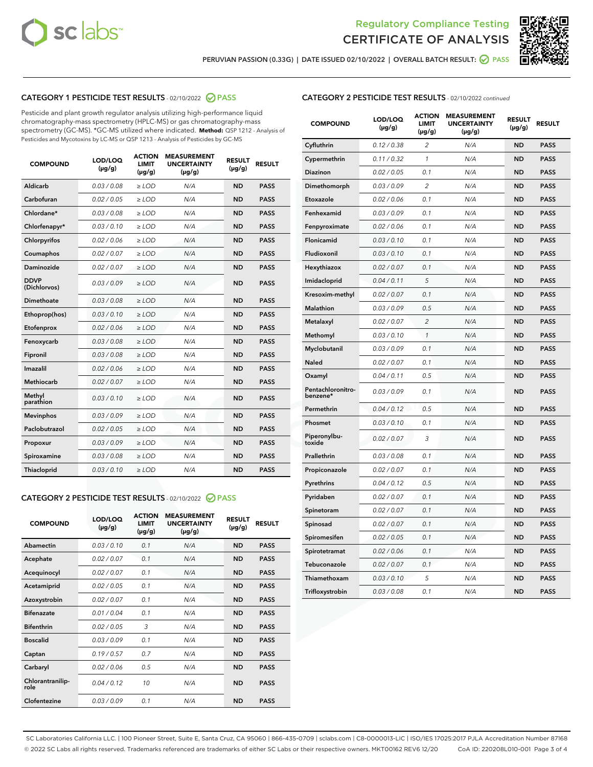PERUVIAN PASSION (0.33G) | DATE ISSUED 02/10/2022 | OVERALL BATCH RESULT: PASS

## CATEGORY 1 PESTICIDE TEST RESULTS - 02/10/2022 PASS

Pesticide and plant growth regulator analysis utilizing high-performance liquid chromatography-mass spectrometry (HPLC-MS) or gas chromatography-mass spectrometry (GC-MS). *GC-MS utilized where indicated. **Method:** QSP 1212 - Analysis of Pesticides and Mycotoxins by LC-MS or QSP 1213 - Analysis of Pesticides by GC-MS

| COMPOUND | LOD/LOQ (µg/g) | ACTION LIMIT (µg/g) | MEASUREMENT UNCERTAINTY (µg/g) | RESULT (µg/g) | RESULT |
|---|---|---|---|---|---|
| Aldicarb | 0.03 / 0.08 | ≥ LOD | N/A | ND | PASS |
| Carbofuran | 0.02 / 0.05 | ≥ LOD | N/A | ND | PASS |
| Chlordane* | 0.03 / 0.08 | ≥ LOD | N/A | ND | PASS |
| Chlorfenapyr* | 0.03 / 0.10 | ≥ LOD | N/A | ND | PASS |
| Chlorpyrifos | 0.02 / 0.06 | ≥ LOD | N/A | ND | PASS |
| Coumaphos | 0.02 / 0.07 | ≥ LOD | N/A | ND | PASS |
| Daminozide | 0.02 / 0.07 | ≥ LOD | N/A | ND | PASS |
| DDVP (Dichlorvos) | 0.03 / 0.09 | ≥ LOD | N/A | ND | PASS |
| Dimethoate | 0.03 / 0.08 | ≥ LOD | N/A | ND | PASS |
| Ethoprop(hos) | 0.03 / 0.10 | ≥ LOD | N/A | ND | PASS |
| Etofenprox | 0.02 / 0.06 | ≥ LOD | N/A | ND | PASS |
| Fenoxycarb | 0.03 / 0.08 | ≥ LOD | N/A | ND | PASS |
| Fipronil | 0.03 / 0.08 | ≥ LOD | N/A | ND | PASS |
| Imazalil | 0.02 / 0.06 | ≥ LOD | N/A | ND | PASS |
| Methiocarb | 0.02 / 0.07 | ≥ LOD | N/A | ND | PASS |
| Methyl parathion | 0.03 / 0.10 | ≥ LOD | N/A | ND | PASS |
| Mevinphos | 0.03 / 0.09 | ≥ LOD | N/A | ND | PASS |
| Paclobutrazol | 0.02 / 0.05 | ≥ LOD | N/A | ND | PASS |
| Propoxur | 0.03 / 0.09 | ≥ LOD | N/A | ND | PASS |
| Spiroxamine | 0.03 / 0.08 | ≥ LOD | N/A | ND | PASS |
| Thiacloprid | 0.03 / 0.10 | ≥ LOD | N/A | ND | PASS |

## CATEGORY 2 PESTICIDE TEST RESULTS - 02/10/2022 PASS

| COMPOUND | LOD/LOQ (µg/g) | ACTION LIMIT (µg/g) | MEASUREMENT UNCERTAINTY (µg/g) | RESULT (µg/g) | RESULT |
|---|---|---|---|---|---|
| Abamectin | 0.03 / 0.10 | 0.1 | N/A | ND | PASS |
| Acephate | 0.02 / 0.07 | 0.1 | N/A | ND | PASS |
| Acequinocyl | 0.02 / 0.07 | 0.1 | N/A | ND | PASS |
| Acetamiprid | 0.02 / 0.05 | 0.1 | N/A | ND | PASS |
| Azoxystrobin | 0.02 / 0.07 | 0.1 | N/A | ND | PASS |
| Bifenazate | 0.01 / 0.04 | 0.1 | N/A | ND | PASS |
| Bifenthrin | 0.02 / 0.05 | 3 | N/A | ND | PASS |
| Boscalid | 0.03 / 0.09 | 0.1 | N/A | ND | PASS |
| Captan | 0.19 / 0.57 | 0.7 | N/A | ND | PASS |
| Carbaryl | 0.02 / 0.06 | 0.5 | N/A | ND | PASS |
| Chlorantraniliprole | 0.04 / 0.12 | 10 | N/A | ND | PASS |
| Clofentezine | 0.03 / 0.09 | 0.1 | N/A | ND | PASS |
| Cyfluthrin | 0.12 / 0.38 | 2 | N/A | ND | PASS |
| Cypermethrin | 0.11 / 0.32 | 1 | N/A | ND | PASS |
| Diazinon | 0.02 / 0.05 | 0.1 | N/A | ND | PASS |
| Dimethomorph | 0.03 / 0.09 | 2 | N/A | ND | PASS |
| Etoxazole | 0.02 / 0.06 | 0.1 | N/A | ND | PASS |
| Fenhexamid | 0.03 / 0.09 | 0.1 | N/A | ND | PASS |
| Fenpyroximate | 0.02 / 0.06 | 0.1 | N/A | ND | PASS |
| Flonicamid | 0.03 / 0.10 | 0.1 | N/A | ND | PASS |
| Fludioxonil | 0.03 / 0.10 | 0.1 | N/A | ND | PASS |
| Hexythiazox | 0.02 / 0.07 | 0.1 | N/A | ND | PASS |
| Imidacloprid | 0.04 / 0.11 | 5 | N/A | ND | PASS |
| Kresoxim-methyl | 0.02 / 0.07 | 0.1 | N/A | ND | PASS |
| Malathion | 0.03 / 0.09 | 0.5 | N/A | ND | PASS |
| Metalaxyl | 0.02 / 0.07 | 2 | N/A | ND | PASS |
| Methomyl | 0.03 / 0.10 | 1 | N/A | ND | PASS |
| Myclobutanil | 0.03 / 0.09 | 0.1 | N/A | ND | PASS |
| Naled | 0.02 / 0.07 | 0.1 | N/A | ND | PASS |
| Oxamyl | 0.04 / 0.11 | 0.5 | N/A | ND | PASS |
| Pentachloronitrobenzene* | 0.03 / 0.09 | 0.1 | N/A | ND | PASS |
| Permethrin | 0.04 / 0.12 | 0.5 | N/A | ND | PASS |
| Phosmet | 0.03 / 0.10 | 0.1 | N/A | ND | PASS |
| Piperonylbutoxide | 0.02 / 0.07 | 3 | N/A | ND | PASS |
| Prallethrin | 0.03 / 0.08 | 0.1 | N/A | ND | PASS |
| Propiconazole | 0.02 / 0.07 | 0.1 | N/A | ND | PASS |
| Pyrethrins | 0.04 / 0.12 | 0.5 | N/A | ND | PASS |
| Pyridaben | 0.02 / 0.07 | 0.1 | N/A | ND | PASS |
| Spinetoram | 0.02 / 0.07 | 0.1 | N/A | ND | PASS |
| Spinosad | 0.02 / 0.07 | 0.1 | N/A | ND | PASS |
| Spiromesifen | 0.02 / 0.05 | 0.1 | N/A | ND | PASS |
| Spirotetramat | 0.02 / 0.06 | 0.1 | N/A | ND | PASS |
| Tebuconazole | 0.02 / 0.07 | 0.1 | N/A | ND | PASS |
| Thiamethoxam | 0.03 / 0.10 | 5 | N/A | ND | PASS |
| Trifloxystrobin | 0.03 / 0.08 | 0.1 | N/A | ND | PASS |

SC Laboratories California LLC. | 100 Pioneer Street, Suite E, Santa Cruz, CA 95060 | 866-435-0709 | sclabs.com | C8-0000013-LIC | ISO/IES 17025:2017 PJLA Accreditation Number 87168
© 2022 SC Labs all rights reserved. Trademarks referenced are trademarks of either SC Labs or their respective owners. MKT00162 REV6 12/20 CoA ID: 220208L010-001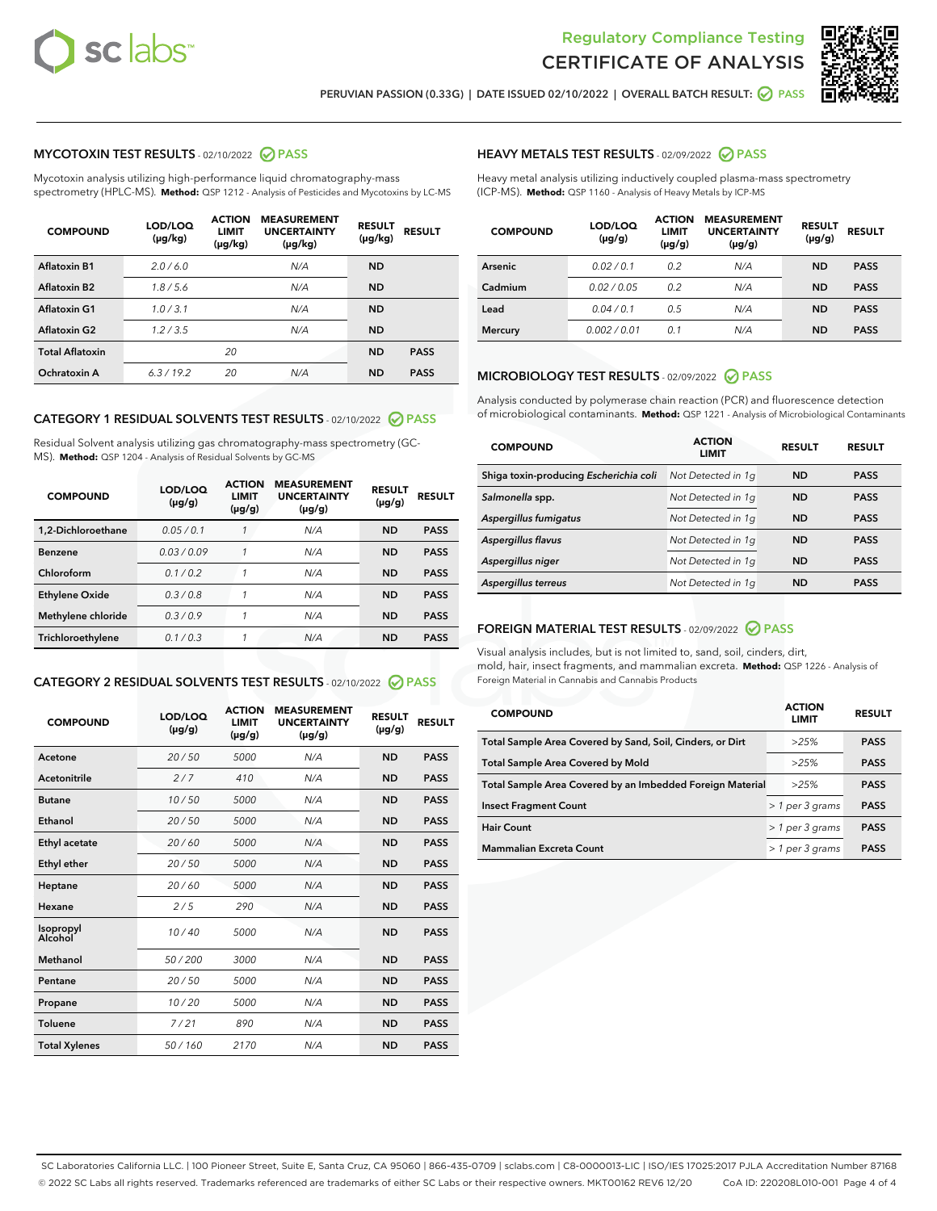Regulatory Compliance Testing
CERTIFICATE OF ANALYSIS

PERUVIAN PASSION (0.33G) | DATE ISSUED 02/10/2022 | OVERALL BATCH RESULT: PASS

## MYCOTOXIN TEST RESULTS - 02/10/2022 PASS

Mycotoxin analysis utilizing high-performance liquid chromatography-mass spectrometry (HPLC-MS). **Method:** QSP 1212 - Analysis of Pesticides and Mycotoxins by LC-MS

| COMPOUND | LOD/LOQ (µg/kg) | ACTION LIMIT (µg/kg) | MEASUREMENT UNCERTAINTY (µg/kg) | RESULT (µg/kg) | RESULT |
|---|---|---|---|---|---|
| Aflatoxin B1 | 2.0 / 6.0 | | N/A | ND | |
| Aflatoxin B2 | 1.8 / 5.6 | | N/A | ND | |
| Aflatoxin G1 | 1.0 / 3.1 | | N/A | ND | |
| Aflatoxin G2 | 1.2 / 3.5 | | N/A | ND | |
| Total Aflatoxin | | 20 | | ND | PASS |
| Ochratoxin A | 6.3 / 19.2 | 20 | N/A | ND | PASS |

## CATEGORY 1 RESIDUAL SOLVENTS TEST RESULTS - 02/10/2022 PASS

Residual Solvent analysis utilizing gas chromatography-mass spectrometry (GC-MS). **Method:** QSP 1204 - Analysis of Residual Solvents by GC-MS

| COMPOUND | LOD/LOQ (µg/g) | ACTION LIMIT (µg/g) | MEASUREMENT UNCERTAINTY (µg/g) | RESULT (µg/g) | RESULT |
|---|---|---|---|---|---|
| 1,2-Dichloroethane | 0.05 / 0.1 | 1 | N/A | ND | PASS |
| Benzene | 0.03 / 0.09 | 1 | N/A | ND | PASS |
| Chloroform | 0.1 / 0.2 | 1 | N/A | ND | PASS |
| Ethylene Oxide | 0.3 / 0.8 | 1 | N/A | ND | PASS |
| Methylene chloride | 0.3 / 0.9 | 1 | N/A | ND | PASS |
| Trichloroethylene | 0.1 / 0.3 | 1 | N/A | ND | PASS |

## CATEGORY 2 RESIDUAL SOLVENTS TEST RESULTS - 02/10/2022 PASS

| COMPOUND | LOD/LOQ (µg/g) | ACTION LIMIT (µg/g) | MEASUREMENT UNCERTAINTY (µg/g) | RESULT (µg/g) | RESULT |
|---|---|---|---|---|---|
| Acetone | 20 / 50 | 5000 | N/A | ND | PASS |
| Acetonitrile | 2 / 7 | 410 | N/A | ND | PASS |
| Butane | 10 / 50 | 5000 | N/A | ND | PASS |
| Ethanol | 20 / 50 | 5000 | N/A | ND | PASS |
| Ethyl acetate | 20 / 60 | 5000 | N/A | ND | PASS |
| Ethyl ether | 20 / 50 | 5000 | N/A | ND | PASS |
| Heptane | 20 / 60 | 5000 | N/A | ND | PASS |
| Hexane | 2 / 5 | 290 | N/A | ND | PASS |
| Isopropyl Alcohol | 10 / 40 | 5000 | N/A | ND | PASS |
| Methanol | 50 / 200 | 3000 | N/A | ND | PASS |
| Pentane | 20 / 50 | 5000 | N/A | ND | PASS |
| Propane | 10 / 20 | 5000 | N/A | ND | PASS |
| Toluene | 7 / 21 | 890 | N/A | ND | PASS |
| Total Xylenes | 50 / 160 | 2170 | N/A | ND | PASS |

## HEAVY METALS TEST RESULTS - 02/09/2022 PASS

Heavy metal analysis utilizing inductively coupled plasma-mass spectrometry (ICP-MS). **Method:** QSP 1160 - Analysis of Heavy Metals by ICP-MS

| COMPOUND | LOD/LOQ (µg/g) | ACTION LIMIT (µg/g) | MEASUREMENT UNCERTAINTY (µg/g) | RESULT (µg/g) | RESULT |
|---|---|---|---|---|---|
| Arsenic | 0.02 / 0.1 | 0.2 | N/A | ND | PASS |
| Cadmium | 0.02 / 0.05 | 0.2 | N/A | ND | PASS |
| Lead | 0.04 / 0.1 | 0.5 | N/A | ND | PASS |
| Mercury | 0.002 / 0.01 | 0.1 | N/A | ND | PASS |

## MICROBIOLOGY TEST RESULTS - 02/09/2022 PASS

Analysis conducted by polymerase chain reaction (PCR) and fluorescence detection of microbiological contaminants. **Method:** QSP 1221 - Analysis of Microbiological Contaminants

| COMPOUND | ACTION LIMIT | RESULT | RESULT |
|---|---|---|---|
| Shiga toxin-producing *Escherichia coli* | Not Detected in 1g | ND | PASS |
| *Salmonella* spp. | Not Detected in 1g | ND | PASS |
| *Aspergillus fumigatus* | Not Detected in 1g | ND | PASS |
| *Aspergillus flavus* | Not Detected in 1g | ND | PASS |
| *Aspergillus niger* | Not Detected in 1g | ND | PASS |
| *Aspergillus terreus* | Not Detected in 1g | ND | PASS |

## FOREIGN MATERIAL TEST RESULTS - 02/09/2022 PASS

Visual analysis includes, but is not limited to, sand, soil, cinders, dirt, mold, hair, insect fragments, and mammalian excreta. **Method:** QSP 1226 - Analysis of Foreign Material in Cannabis and Cannabis Products

| COMPOUND | ACTION LIMIT | RESULT |
|---|---|---|
| Total Sample Area Covered by Sand, Soil, Cinders, or Dirt | >25% | PASS |
| Total Sample Area Covered by Mold | >25% | PASS |
| Total Sample Area Covered by an Imbedded Foreign Material | >25% | PASS |
| Insect Fragment Count | > 1 per 3 grams | PASS |
| Hair Count | > 1 per 3 grams | PASS |
| Mammalian Excreta Count | > 1 per 3 grams | PASS |

SC Laboratories California LLC. | 100 Pioneer Street, Suite E, Santa Cruz, CA 95060 | 866-435-0709 | sclabs.com | C8-0000013-LIC | ISO/IES 17025:2017 PJLA Accreditation Number 87168
© 2022 SC Labs all rights reserved. Trademarks referenced are trademarks of either SC Labs or their respective owners. MKT00162 REV6 12/20 CoA ID: 220208L010-001